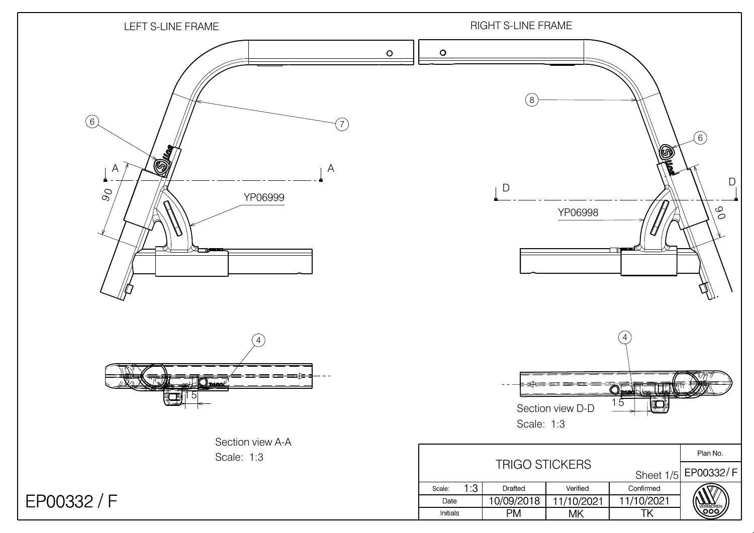LEFT S-LINE FRAME

RIGHT S-LINE FRAME

6

7

8

6

A A

90

YP06999

D D

YP06998

90

4

4

15

15

Section view D-D

Scale: 1:3

Section view A-A

Scale: 1:3

EP00332 / F

| TRIGO STICKERS | | | | Plan No. |
|---|---|---|---|---|
| | | | Sheet 1/5 | EP00332/ F |
| Scale: 1:3 | Drafted | Verified | Confirmed | |
| Date | 10/09/2018 | 11/10/2021 | 11/10/2021 | |
| Initials | PM | MK | TK | VERMEIREN |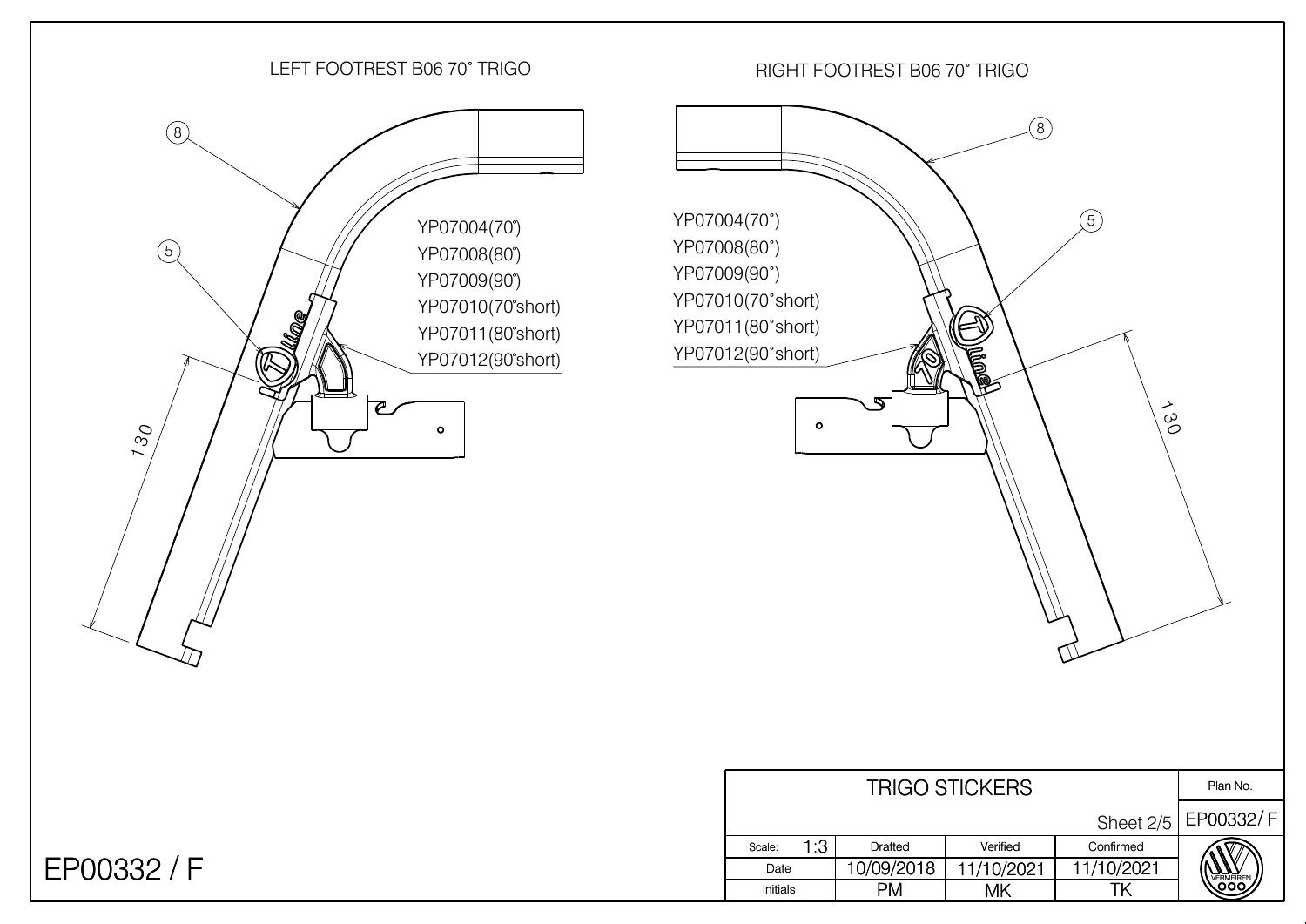LEFT FOOTREST B06 70˚ TRIGO

8

5

YP07004(70˚)
YP07008(80˚)
YP07009(90˚)
YP07010(70˚short)
YP07011(80˚short)
YP07012(90˚short)

130

RIGHT FOOTREST B06 70˚ TRIGO

8

5

YP07004(70˚)
YP07008(80˚)
YP07009(90˚)
YP07010(70˚short)
YP07011(80˚short)
YP07012(90˚short)

130

| TRIGO STICKERS | | | | Plan No. |
|---|---|---|---|---|
| | | | Sheet 2/5 | EP00332/ F |
| Scale: 1:3 | Drafted | Verified | Confirmed | |
| Date | 10/09/2018 | 11/10/2021 | 11/10/2021 | |
| Initials | PM | MK | TK | VERMEIREN |

EP00332 / F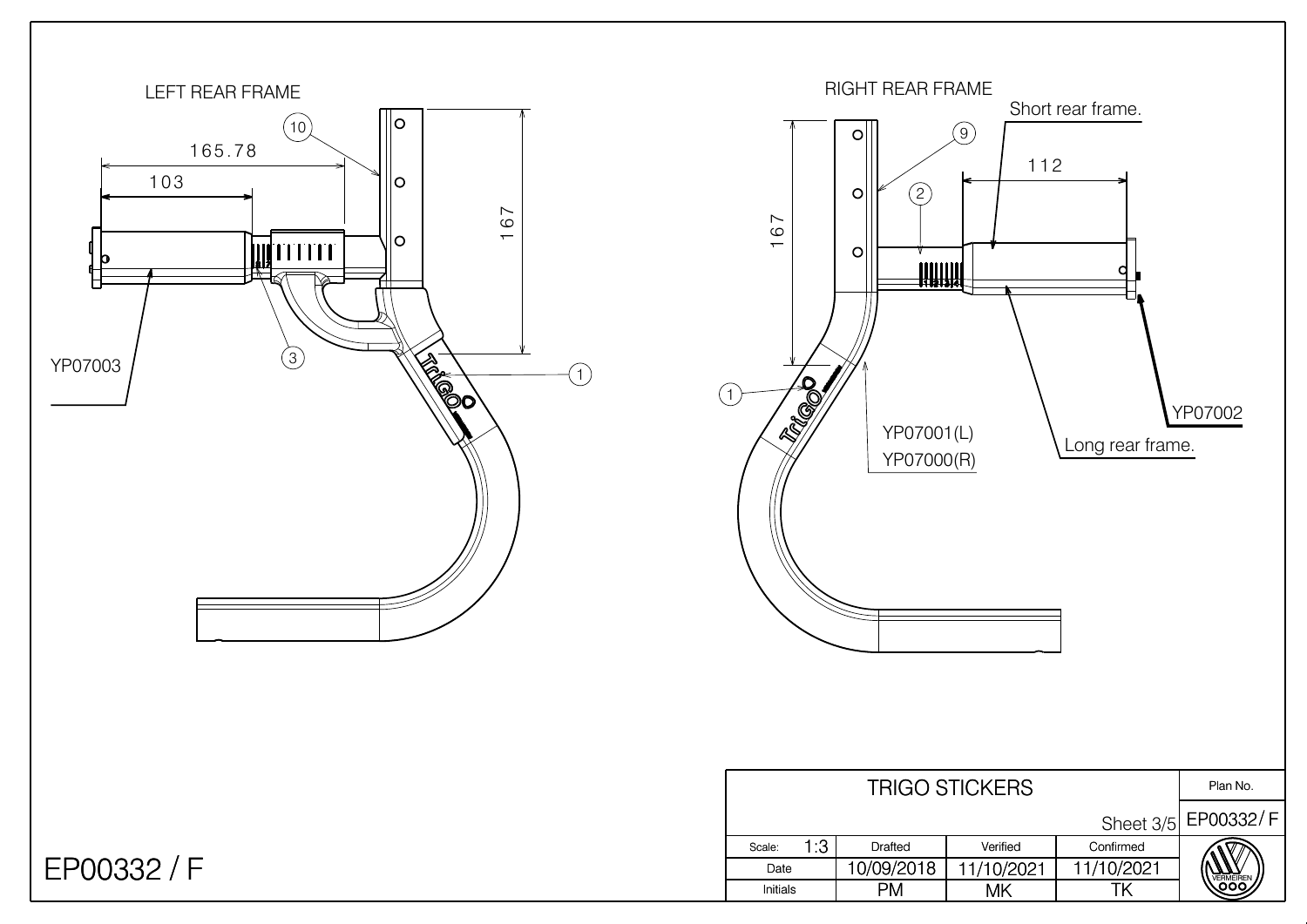## LEFT REAR FRAME

165.78

103

167

10

3

1

YP07003

## RIGHT REAR FRAME

Short rear frame.

112

167

9

2

1

YP07001(L)

YP07000(R)

YP07002

Long rear frame.

| TRIGO STICKERS | | | | Plan No. |
|---|---|---|---|---|
| | | | Sheet 3/5 | EP00332/ F |
| Scale: 1:3 | Drafted | Verified | Confirmed | |
| Date | 10/09/2018 | 11/10/2021 | 11/10/2021 | |
| Initials | PM | MK | TK | VERMEIREN |

EP00332 / F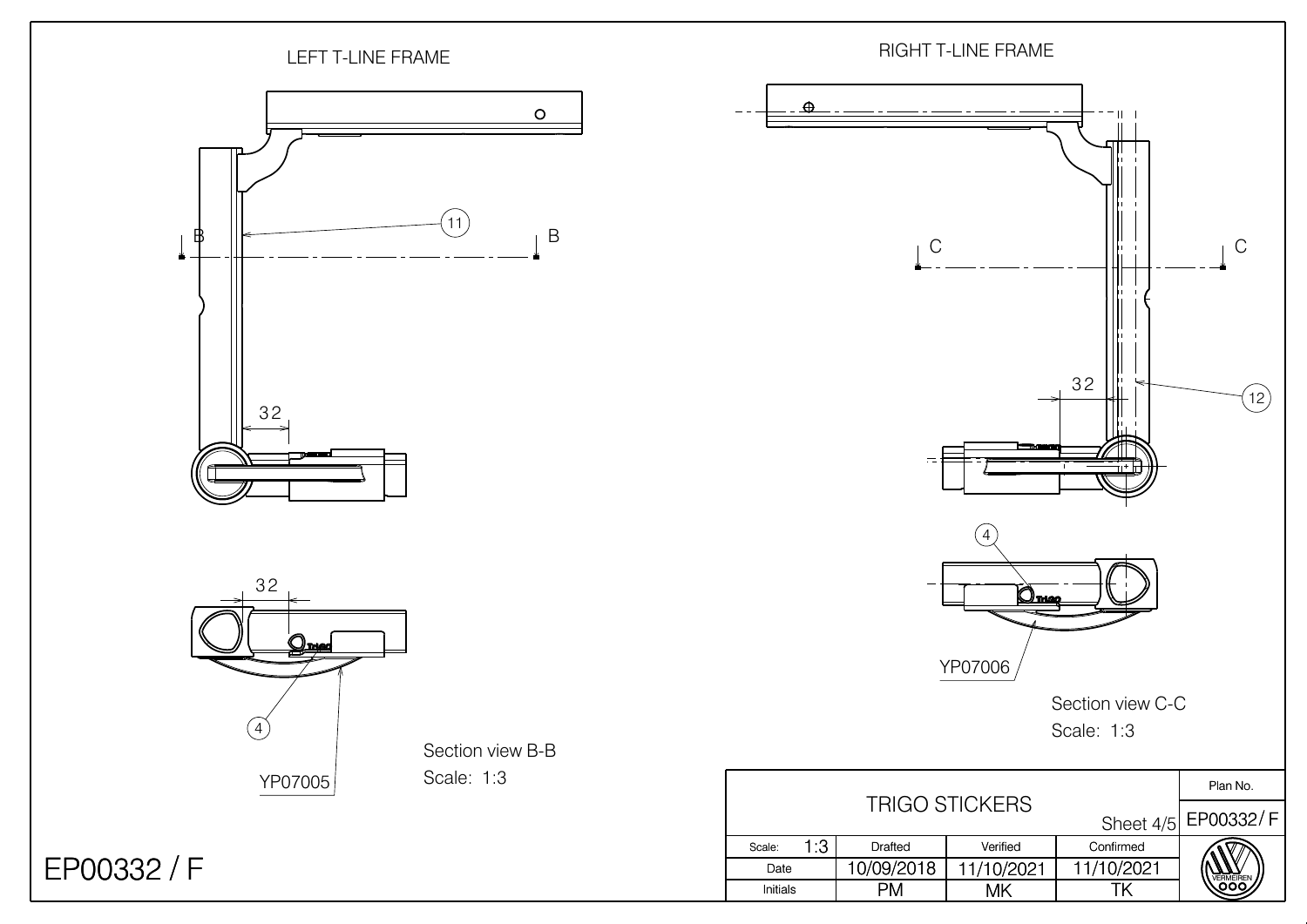LEFT T-LINE FRAME

RIGHT T-LINE FRAME

B B

C C

11

12

32

32

32

4

4

YP07005

YP07006

Section view B-B
Scale: 1:3

Section view C-C
Scale: 1:3

| TRIGO STICKERS | | | Sheet 4/5 | Plan No. EP00332/ F |
|---|---|---|---|---|
| Scale: 1:3 | Drafted | Verified | Confirmed | |
| Date | 10/09/2018 | 11/10/2021 | 11/10/2021 | |
| Initials | PM | MK | TK | VERMEIREN |

EP00332 / F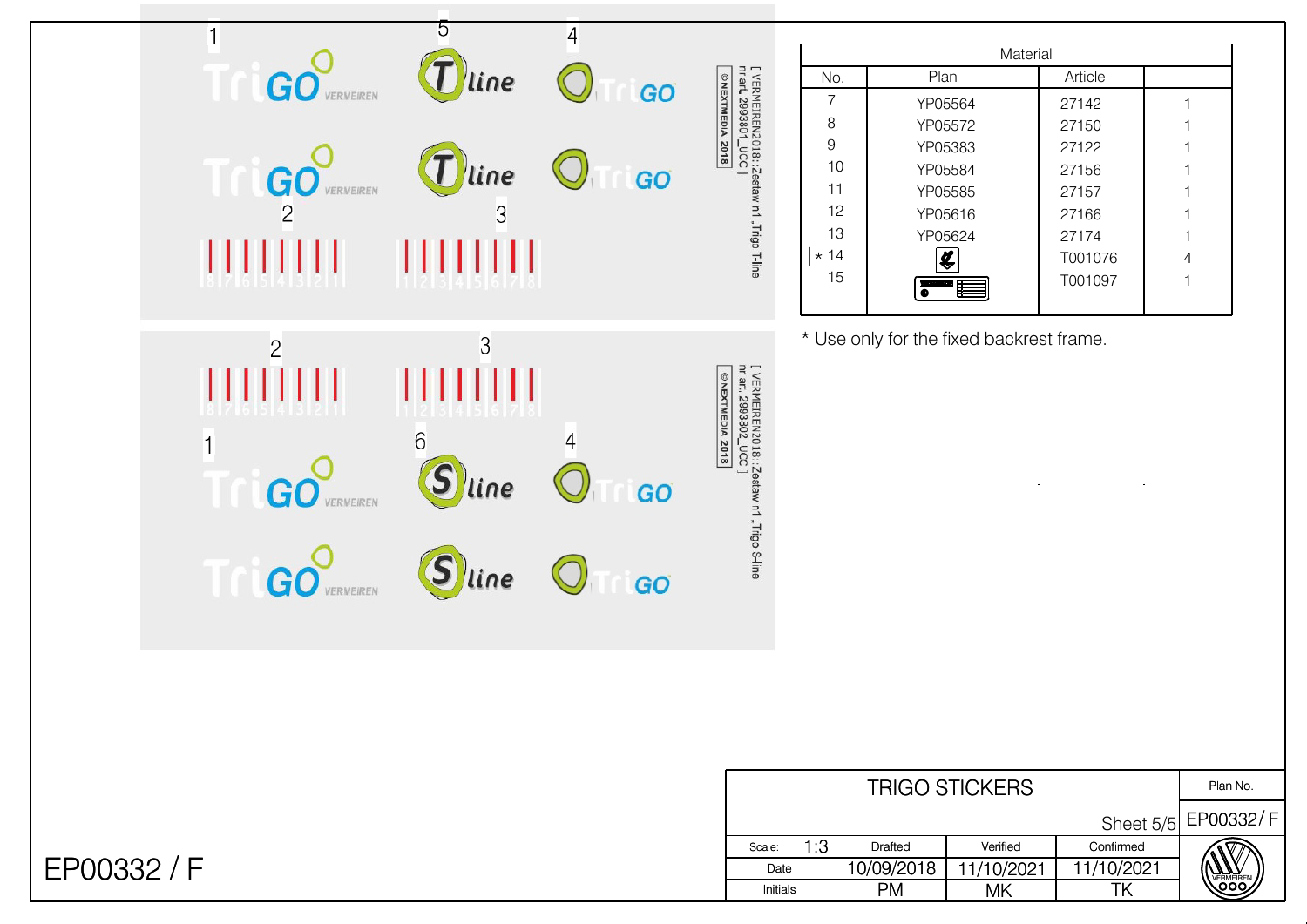1 5 4

2 3

[ VERMEIREN2018::Zestaw n1 ,Trigo T-line nr art. 2993801_UCC ]

© NEXTMEDIA 2018

2 3

1 6 4

[ VERMEIREN2018::Zestaw n1 ,Trigo S-line nr art. 2993802_UCC ]

© NEXTMEDIA 2018

| Material | | | |
|---|---|---|---|
| No. | Plan | Article | |
| 7 | YP05564 | 27142 | 1 |
| 8 | YP05572 | 27150 | 1 |
| 9 | YP05383 | 27122 | 1 |
| 10 | YP05584 | 27156 | 1 |
| 11 | YP05585 | 27157 | 1 |
| 12 | YP05616 | 27166 | 1 |
| 13 | YP05624 | 27174 | 1 |
| * 14 | | T001076 | 4 |
| 15 | | T001097 | 1 |

* Use only for the fixed backrest frame.

| TRIGO STICKERS | | | | Plan No. |
|---|---|---|---|---|
| Sheet 5/5 | | | | EP00332/ F |
| Scale: 1:3 | Drafted | Verified | Confirmed | |
| Date | 10/09/2018 | 11/10/2021 | 11/10/2021 | |
| Initials | PM | MK | TK | |

EP00332 / F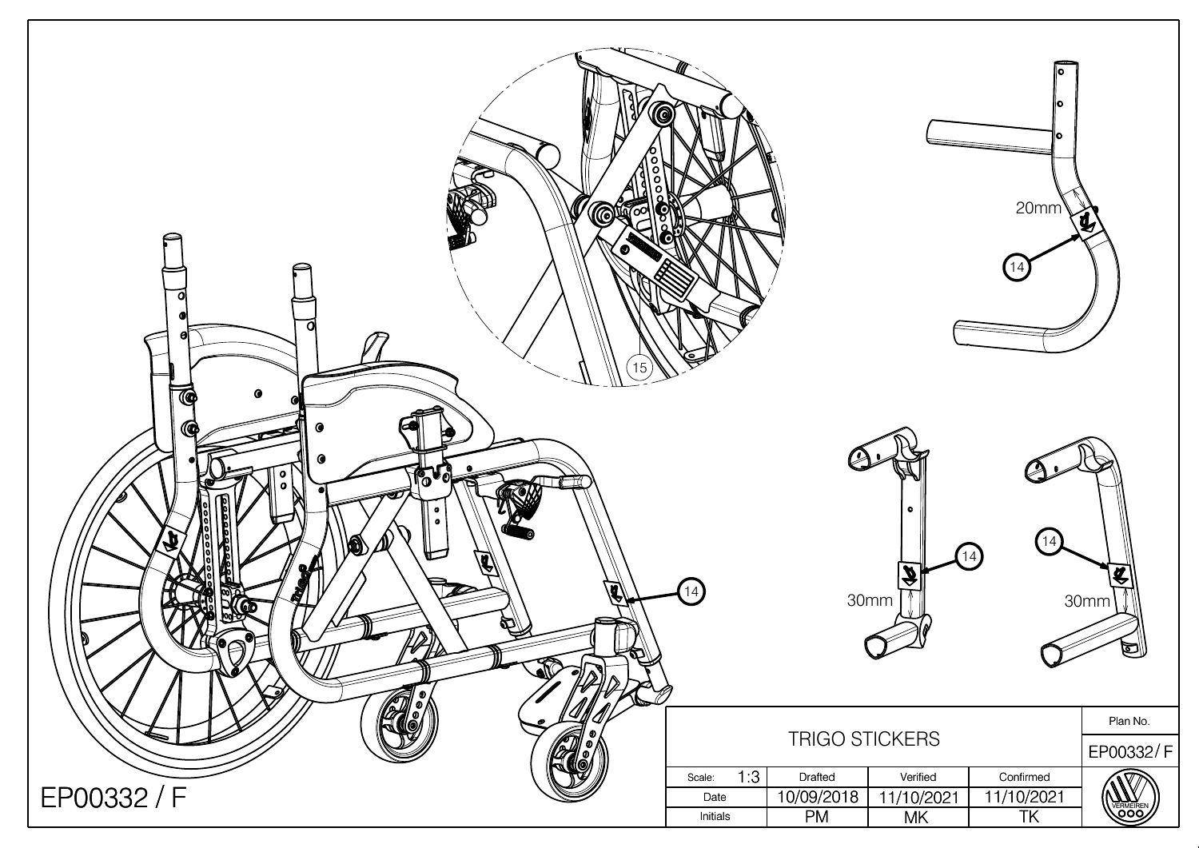20mm

14

15

14

14

14

30mm

30mm

| TRIGO STICKERS | | | | Plan No. |
|---|---|---|---|---|
| | | | | EP00332/ F |
| Scale: 1:3 | Drafted | Verified | Confirmed | |
| Date | 10/09/2018 | 11/10/2021 | 11/10/2021 | |
| Initials | PM | MK | TK | |

VERMEIREN

EP00332 / F